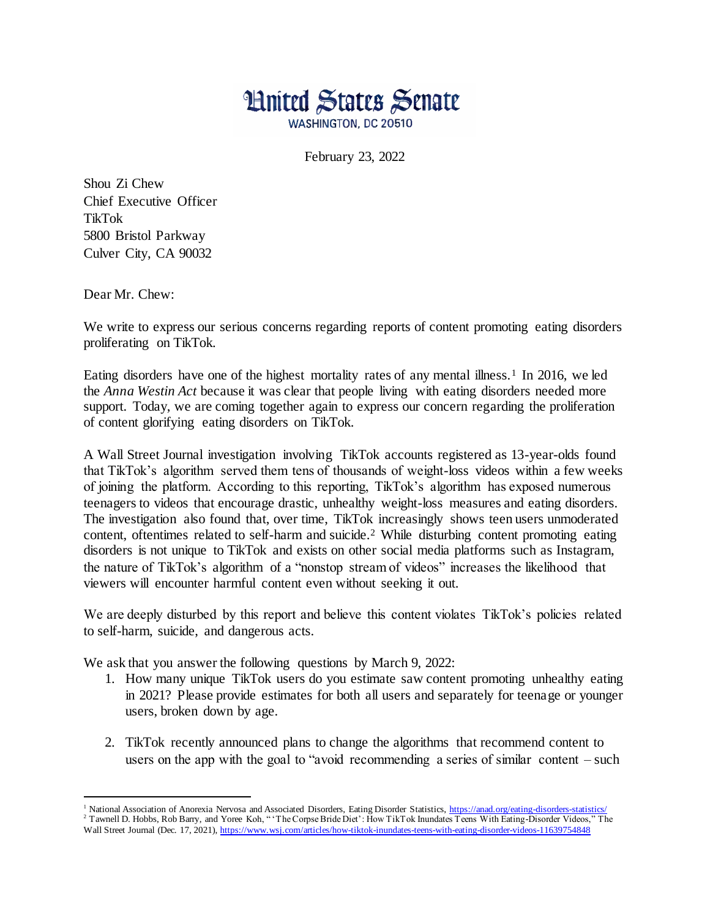# United States Senate

WASHINGTON, DC 20510

February 23, 2022

Shou Zi Chew
Chief Executive Officer
TikTok
5800 Bristol Parkway
Culver City, CA 90032

Dear Mr. Chew:

We write to express our serious concerns regarding reports of content promoting eating disorders proliferating on TikTok.

Eating disorders have one of the highest mortality rates of any mental illness.[1] In 2016, we led the *Anna Westin Act* because it was clear that people living with eating disorders needed more support. Today, we are coming together again to express our concern regarding the proliferation of content glorifying eating disorders on TikTok.

A Wall Street Journal investigation involving TikTok accounts registered as 13-year-olds found that TikTok's algorithm served them tens of thousands of weight-loss videos within a few weeks of joining the platform. According to this reporting, TikTok's algorithm has exposed numerous teenagers to videos that encourage drastic, unhealthy weight-loss measures and eating disorders. The investigation also found that, over time, TikTok increasingly shows teen users unmoderated content, oftentimes related to self-harm and suicide.[2] While disturbing content promoting eating disorders is not unique to TikTok and exists on other social media platforms such as Instagram, the nature of TikTok's algorithm of a "nonstop stream of videos" increases the likelihood that viewers will encounter harmful content even without seeking it out.

We are deeply disturbed by this report and believe this content violates TikTok's policies related to self-harm, suicide, and dangerous acts.

We ask that you answer the following questions by March 9, 2022:

1. How many unique TikTok users do you estimate saw content promoting unhealthy eating in 2021? Please provide estimates for both all users and separately for teenage or younger users, broken down by age.

2. TikTok recently announced plans to change the algorithms that recommend content to users on the app with the goal to "avoid recommending a series of similar content – such

---

[1] National Association of Anorexia Nervosa and Associated Disorders, Eating Disorder Statistics, https://anad.org/eating-disorders-statistics/

[2] Tawnell D. Hobbs, Rob Barry, and Yoree Koh, "'The Corpse Bride Diet': How TikTok Inundates Teens With Eating-Disorder Videos," The Wall Street Journal (Dec. 17, 2021), https://www.wsj.com/articles/how-tiktok-inundates-teens-with-eating-disorder-videos-11639754848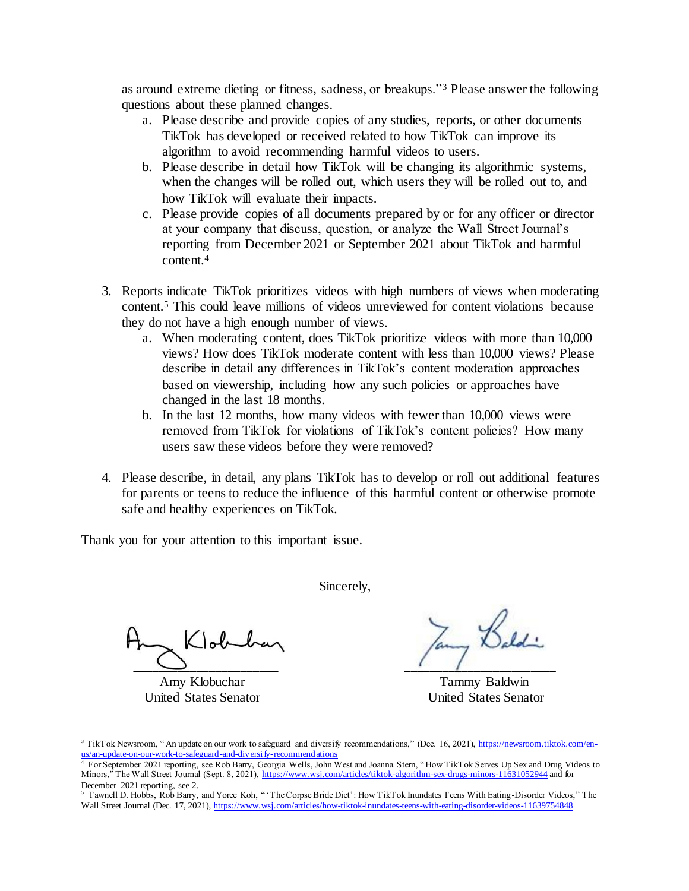as around extreme dieting or fitness, sadness, or breakups."[3] Please answer the following questions about these planned changes.

   a. Please describe and provide copies of any studies, reports, or other documents TikTok has developed or received related to how TikTok can improve its algorithm to avoid recommending harmful videos to users.
   b. Please describe in detail how TikTok will be changing its algorithmic systems, when the changes will be rolled out, which users they will be rolled out to, and how TikTok will evaluate their impacts.
   c. Please provide copies of all documents prepared by or for any officer or director at your company that discuss, question, or analyze the Wall Street Journal's reporting from December 2021 or September 2021 about TikTok and harmful content.[4]

3. Reports indicate TikTok prioritizes videos with high numbers of views when moderating content.[5] This could leave millions of videos unreviewed for content violations because they do not have a high enough number of views.
   a. When moderating content, does TikTok prioritize videos with more than 10,000 views? How does TikTok moderate content with less than 10,000 views? Please describe in detail any differences in TikTok's content moderation approaches based on viewership, including how any such policies or approaches have changed in the last 18 months.
   b. In the last 12 months, how many videos with fewer than 10,000 views were removed from TikTok for violations of TikTok's content policies? How many users saw these videos before they were removed?

4. Please describe, in detail, any plans TikTok has to develop or roll out additional features for parents or teens to reduce the influence of this harmful content or otherwise promote safe and healthy experiences on TikTok.

Thank you for your attention to this important issue.

Sincerely,

Amy Klobuchar
United States Senator

Tammy Baldwin
United States Senator

---

[3] TikTok Newsroom, "An update on our work to safeguard and diversify recommendations," (Dec. 16, 2021), https://newsroom.tiktok.com/en-us/an-update-on-our-work-to-safeguard-and-diversify-recommendations

[4] For September 2021 reporting, see Rob Barry, Georgia Wells, John West and Joanna Stern, "How TikTok Serves Up Sex and Drug Videos to Minors," The Wall Street Journal (Sept. 8, 2021), https://www.wsj.com/articles/tiktok-algorithm-sex-drugs-minors-11631052944 and for December 2021 reporting, see 2.

[5] Tawnell D. Hobbs, Rob Barry, and Yoree Koh, "'The Corpse Bride Diet': How TikTok Inundates Teens With Eating-Disorder Videos," The Wall Street Journal (Dec. 17, 2021), https://www.wsj.com/articles/how-tiktok-inundates-teens-with-eating-disorder-videos-11639754848